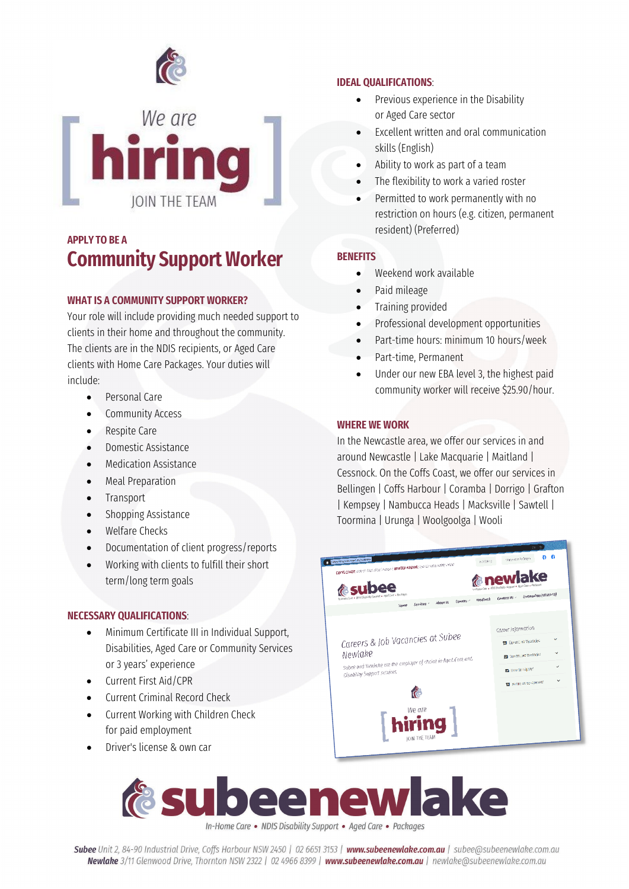We are
# hiring
JOIN THE TEAM

APPLY TO BE A

## Community Support Worker

### WHAT IS A COMMUNITY SUPPORT WORKER?

Your role will include providing much needed support to clients in their home and throughout the community. The clients are in the NDIS recipients, or Aged Care clients with Home Care Packages. Your duties will include:

- Personal Care
- Community Access
- Respite Care
- Domestic Assistance
- Medication Assistance
- Meal Preparation
- Transport
- Shopping Assistance
- Welfare Checks
- Documentation of client progress/reports
- Working with clients to fulfill their short term/long term goals

### NECESSARY QUALIFICATIONS:

- Minimum Certificate III in Individual Support, Disabilities, Aged Care or Community Services or 3 years' experience
- Current First Aid/CPR
- Current Criminal Record Check
- Current Working with Children Check for paid employment
- Driver's license & own car

### IDEAL QUALIFICATIONS:

- Previous experience in the Disability or Aged Care sector
- Excellent written and oral communication skills (English)
- Ability to work as part of a team
- The flexibility to work a varied roster
- Permitted to work permanently with no restriction on hours (e.g. citizen, permanent resident) (Preferred)

### BENEFITS

- Weekend work available
- Paid mileage
- Training provided
- Professional development opportunities
- Part-time hours: minimum 10 hours/week
- Part-time, Permanent
- Under our new EBA level 3, the highest paid community worker will receive $25.90/hour.

### WHERE WE WORK

In the Newcastle area, we offer our services in and around Newcastle | Lake Macquarie | Maitland | Cessnock. On the Coffs Coast, we offer our services in Bellingen | Coffs Harbour | Coramba | Dorrigo | Grafton | Kempsey | Nambucca Heads | Macksville | Sawtell | Toormina | Urunga | Woolgoolga | Wooli

**subeenewlake**

*In-Home Care • NDIS Disability Support • Aged Care • Packages*

***Subee*** *Unit 2, 84-90 Industrial Drive, Coffs Harbour NSW 2450 | 02 6651 3153 |* ***www.subeenewlake.com.au*** *| subee@subeenewlake.com.au*

***Newlake*** *3/11 Glenwood Drive, Thornton NSW 2322 | 02 4966 8399 |* ***www.subeenewlake.com.au*** *| newlake@subeenewlake.com.au*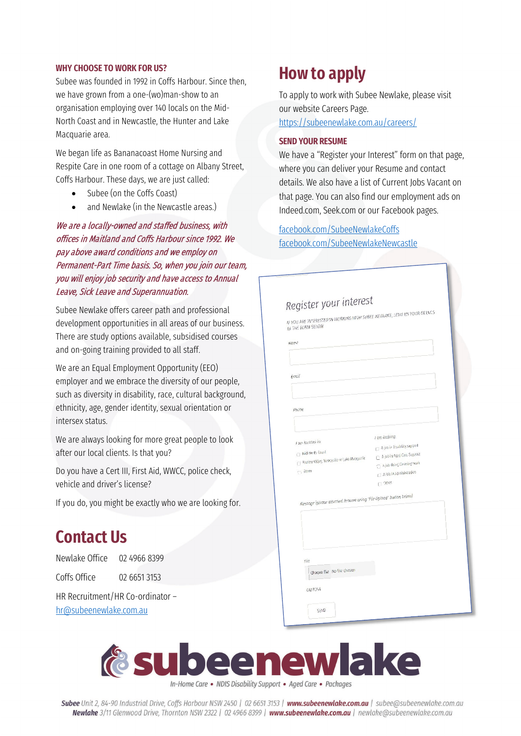**WHY CHOOSE TO WORK FOR US?**

Subee was founded in 1992 in Coffs Harbour. Since then, we have grown from a one-(wo)man-show to an organisation employing over 140 locals on the Mid-North Coast and in Newcastle, the Hunter and Lake Macquarie area.

We began life as Bananacoast Home Nursing and Respite Care in one room of a cottage on Albany Street, Coffs Harbour. These days, we are just called:

- Subee (on the Coffs Coast)
- and Newlake (in the Newcastle areas.)

*We are a locally-owned and staffed business, with offices in Maitland and Coffs Harbour since 1992. We pay above award conditions and we employ on Permanent-Part Time basis. So, when you join our team, you will enjoy job security and have access to Annual Leave, Sick Leave and Superannuation.*

Subee Newlake offers career path and professional development opportunities in all areas of our business. There are study options available, subsidised courses and on-going training provided to all staff.

We are an Equal Employment Opportunity (EEO) employer and we embrace the diversity of our people, such as diversity in disability, race, cultural background, ethnicity, age, gender identity, sexual orientation or intersex status.

We are always looking for more great people to look after our local clients. Is that you?

Do you have a Cert III, First Aid, WWCC, police check, vehicle and driver's license?

If you do, you might be exactly who we are looking for.

## Contact Us

Newlake Office 02 4966 8399

Coffs Office 02 6651 3153

HR Recruitment/HR Co-ordinator – hr@subeenewlake.com.au

## How to apply

To apply to work with Subee Newlake, please visit our website Careers Page. https://subeenewlake.com.au/careers/

**SEND YOUR RESUME**

We have a "Register your Interest" form on that page, where you can deliver your Resume and contact details. We also have a list of Current Jobs Vacant on that page. You can also find our employment ads on Indeed.com, Seek.com or our Facebook pages.

facebook.com/SubeeNewlakeCoffs
facebook.com/SubeeNewlakeNewcastle

subeenewlake

In-Home Care • NDIS Disability Support • Aged Care • Packages

**Subee** Unit 2, 84-90 Industrial Drive, Coffs Harbour NSW 2450 | 02 6651 3153 | **www.subeenewlake.com.au** | subee@subeenewlake.com.au
**Newlake** 3/11 Glenwood Drive, Thornton NSW 2322 | 02 4966 8399 | **www.subeenewlake.com.au** | newlake@subeenewlake.com.au